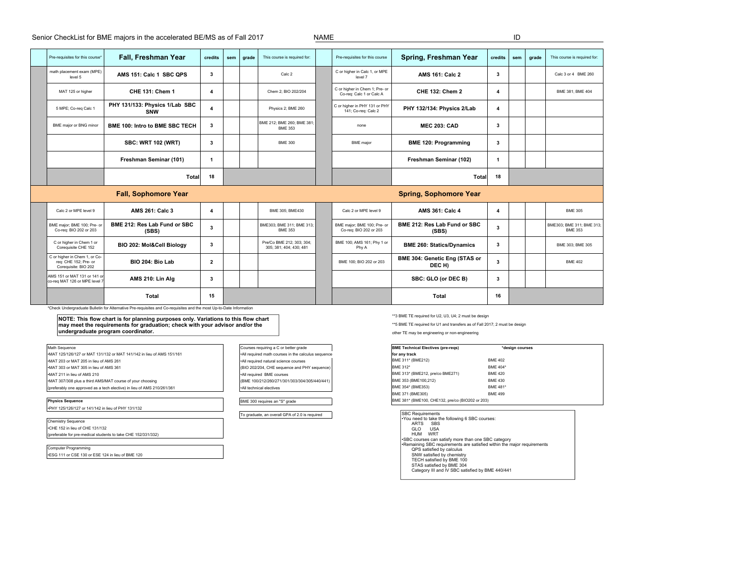Senior CheckList for BME majors in the accelerated BE/MS as of Fall 2017 NAME ID

| Pre-requisites for this course* | Fall, Freshman Year | credits | sem | grade | This course is required for: | Pre-requisites for this course | Spring, Freshman Year | credits | sem | grade | This course is required for: |
|---|---|---|---|---|---|---|---|---|---|---|---|
| math placement exam (MPE) level 5 | **AMS 151: Calc 1 SBC QPS** | 3 | | | Calc 2 | C or higher in Calc 1, or MPE level 7 | **AMS 161: Calc 2** | 3 | | | Calc 3 or 4 BME 260 |
| MAT 125 or higher | **CHE 131: Chem 1** | 4 | | | Chem 2; BIO 202/204 | C or higher in Chem 1; Pre- or Co-req: Calc 1 or Calc A | **CHE 132: Chem 2** | 4 | | | BME 381; BME 404 |
| 5 MPE; Co-req Calc 1 | **PHY 131/133: Physics 1/Lab SBC SNW** | 4 | | | Physics 2; BME 260 | C or higher in PHY 131 or PHY 141; Co-req: Calc 2 | **PHY 132/134: Physics 2/Lab** | 4 | | | |
| BME major or BNG minor | **BME 100: Intro to BME SBC TECH** | 3 | | | BME 212; BME 260; BME 381; BME 353 | none | **MEC 203: CAD** | 3 | | | |
| | **SBC: WRT 102 (WRT)** | 3 | | | BME 300 | BME major | **BME 120: Programming** | 3 | | | |
| | **Freshman Seminar (101)** | 1 | | | | | **Freshman Seminar (102)** | 1 | | | |
| | **Total** | 18 | | | | | **Total** | 18 | | | |
| | **Fall, Sophomore Year** | | | | | | **Spring, Sophomore Year** | | | | |
| Calc 2 or MPE level 9 | **AMS 261: Calc 3** | 4 | | | BME 305; BME430 | Calc 2 or MPE level 9 | **AMS 361: Calc 4** | 4 | | | BME 305 |
| BME major; BME 100; Pre- or Co-req: BIO 202 or 203 | **BME 212: Res Lab Fund or SBC (SBS)** | 3 | | | BME303; BME 311; BME 313; BME 353 | BME major; BME 100; Pre- or Co-req: BIO 202 or 203 | **BME 212: Res Lab Fund or SBC (SBS)** | 3 | | | BME303; BME 311; BME 313; BME 353 |
| C or higher in Chem 1 or Corequisite CHE 152 | **BIO 202: Mol&Cell Biology** | 3 | | | Pre/Co BME 212; 303; 304; 305; 381; 404; 430; 481 | BME 100; AMS 161; Phy 1 or Phy A | **BME 260: Statics/Dynamics** | 3 | | | BME 303; BME 305 |
| C or higher in Chem 1, or Co-req: CHE 152; Pre- or Corequisite: BIO 202 | **BIO 204: Bio Lab** | 2 | | | | BME 100; BIO 202 or 203 | **BME 304: Genetic Eng (STAS or DEC H)** | 3 | | | BME 402 |
| AMS 151 or MAT 131 or 141 or co-req MAT 126 or MPE level 7 | **AMS 210: Lin Alg** | 3 | | | | | **SBC: GLO (or DEC B)** | 3 | | | |
| | **Total** | 15 | | | | | **Total** | 16 | | | |

*Check Undergraduate Bulletin for Alternative Pre-requisites and Co-requisites and the most Up-to-Date Information

**NOTE: This flow chart is for planning purposes only. Variations to this flow chart may meet the requirements for graduation; check with your advisor and/or the undergraduate program coordinator.**

**3 BME TE required for U2, U3, U4; 2 must be design

**5 BME TE required for U1 and transfers as of Fall 2017; 2 must be design

other TE may be engineering or non-engineering

**Math Sequence**
- MAT 125/126/127 or MAT 131/132 or MAT 141/142 in lieu of AMS 151/161
- MAT 203 or MAT 205 in lieu of AMS 261
- MAT 303 or MAT 305 in lieu of AMS 361
- MAT 211 in lieu of AMS 210
- MAT 307/308 plus a third AMS/MAT course of your choosing (preferably one approved as a tech elective) in lieu of AMS 210/261/361

**Physics Sequence**
- PHY 125/126/127 or 141/142 in lieu of PHY 131/132

**Chemistry Sequence**
- CHE 152 in lieu of CHE 131/132 (preferable for pre-medical students to take CHE 152/331/332)

**Computer Programming**
- ESG 111 or CSE 130 or ESE 124 in lieu of BME 120

**Courses requiring a C or better grade**
- All required math courses in the calculus sequence
- All required natural science courses (BIO 202/204, CHE sequence and PHY sequence)
- All required BME courses (BME 100/212/260/271/301/303/304/305/440/441)
- All technical electives

BME 300 requires an "S" grade

To graduate, an overall GPA of 2.0 is required

| BME Technical Electives (pre-reqs) for any track | *design courses |
|---|---|
| BME 311* (BME212) | BME 402 |
| BME 312* | BME 404* |
| BME 313* (BME212, pre/co BME271) | BME 420 |
| BME 353 (BME100,212) | BME 430 |
| BME 354* (BME353) | BME 481* |
| BME 371 (BME305) | BME 499 |
| BME 381* (BME100, CHE132, pre/co (BIO202 or 203) | |

**SBC Requirements**
- You need to take the following 6 SBC courses:
  - ARTS SBS
  - GLO USA
  - HUM WRT
- SBC courses can satisfy more than one SBC category
- Remaining SBC requirements are satisfied within the major requirements
  - QPS satisfied by calculus
  - SNW satisfied by chemistry
  - TECH satisfied by BME 100
  - STAS satisfied by BME 304
  - Category III and IV SBC satisfied by BME 440/441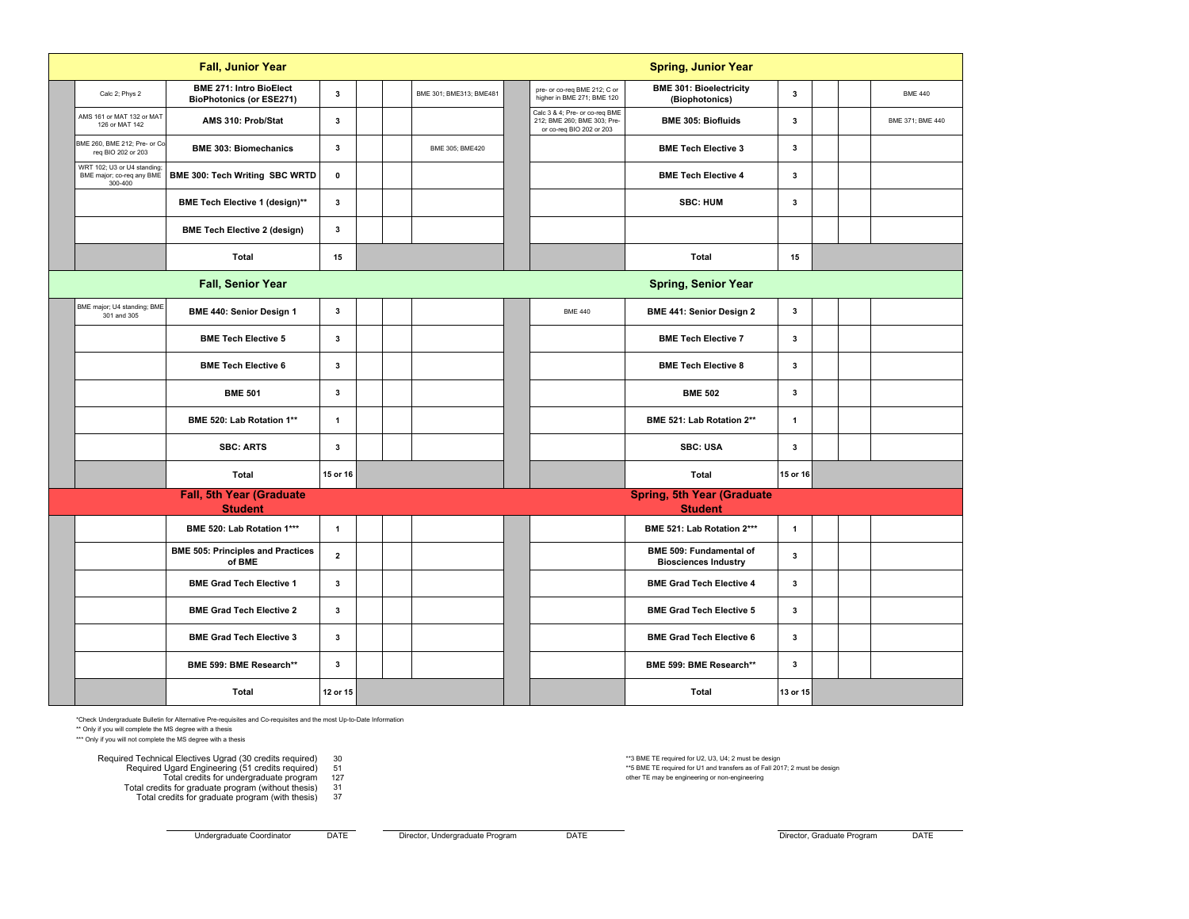| | | | | | | | | | | | | | |
|---|---|---|---|---|---|---|---|---|---|---|---|---|---|
| | | **Fall, Junior Year** | | | | | | | **Spring, Junior Year** | | | | |
| | Calc 2; Phys 2 | **BME 271: Intro BioElect BioPhotonics (or ESE271)** | **3** | | | BME 301; BME313; BME481 | | pre- or co-req BME 212; C or higher in BME 271; BME 120 | **BME 301: Bioelectricity (Biophotonics)** | **3** | | | BME 440 |
| | AMS 161 or MAT 132 or MAT 126 or MAT 142 | **AMS 310: Prob/Stat** | **3** | | | | | Calc 3 & 4; Pre- or co-req BME 212; BME 260; BME 303; Pre- or co-req BIO 202 or 203 | **BME 305: Biofluids** | **3** | | | BME 371; BME 440 |
| | BME 260, BME 212; Pre- or Co req BIO 202 or 203 | **BME 303: Biomechanics** | **3** | | | BME 305; BME420 | | | **BME Tech Elective 3** | **3** | | | |
| | WRT 102; U3 or U4 standing; BME major; co-req any BME 300-400 | **BME 300: Tech Writing SBC WRTD** | **0** | | | | | | **BME Tech Elective 4** | **3** | | | |
| | | **BME Tech Elective 1 (design)**** | **3** | | | | | | **SBC: HUM** | **3** | | | |
| | | **BME Tech Elective 2 (design)** | **3** | | | | | | | | | | |
| | | **Total** | **15** | | | | | | **Total** | **15** | | | |
| | | **Fall, Senior Year** | | | | | | | **Spring, Senior Year** | | | | |
| | BME major; U4 standing; BME 301 and 305 | **BME 440: Senior Design 1** | **3** | | | | | BME 440 | **BME 441: Senior Design 2** | **3** | | | |
| | | **BME Tech Elective 5** | **3** | | | | | | **BME Tech Elective 7** | **3** | | | |
| | | **BME Tech Elective 6** | **3** | | | | | | **BME Tech Elective 8** | **3** | | | |
| | | **BME 501** | **3** | | | | | | **BME 502** | **3** | | | |
| | | **BME 520: Lab Rotation 1**** | **1** | | | | | | **BME 521: Lab Rotation 2**** | **1** | | | |
| | | **SBC: ARTS** | **3** | | | | | | **SBC: USA** | **3** | | | |
| | | **Total** | **15 or 16** | | | | | | **Total** | **15 or 16** | | | |
| | | **Fall, 5th Year (Graduate Student** | | | | | | | **Spring, 5th Year (Graduate Student** | | | | |
| | | **BME 520: Lab Rotation 1***** | **1** | | | | | | **BME 521: Lab Rotation 2***** | **1** | | | |
| | | **BME 505: Principles and Practices of BME** | **2** | | | | | | **BME 509: Fundamental of Biosciences Industry** | **3** | | | |
| | | **BME Grad Tech Elective 1** | **3** | | | | | | **BME Grad Tech Elective 4** | **3** | | | |
| | | **BME Grad Tech Elective 2** | **3** | | | | | | **BME Grad Tech Elective 5** | **3** | | | |
| | | **BME Grad Tech Elective 3** | **3** | | | | | | **BME Grad Tech Elective 6** | **3** | | | |
| | | **BME 599: BME Research**** | **3** | | | | | | **BME 599: BME Research**** | **3** | | | |
| | | **Total** | **12 or 15** | | | | | | **Total** | **13 or 15** | | | |

*Check Undergraduate Bulletin for Alternative Pre-requisites and Co-requisites and the most Up-to-Date Information

** Only if you will complete the MS degree with a thesis

*** Only if you will not complete the MS degree with a thesis

| | |
|---|---|
| Required Technical Electives Ugrad (30 credits required) | 30 |
| Required Ugard Engineering (51 credits required) | 51 |
| Total credits for undergraduate program | 127 |
| Total credits for graduate program (without thesis) | 31 |
| Total credits for graduate program (with thesis) | 37 |

**3 BME TE required for U2, U3, U4; 2 must be design

**5 BME TE required for U1 and transfers as of Fall 2017; 2 must be design

other TE may be engineering or non-engineering

Undergraduate Coordinator DATE

Director, Undergraduate Program DATE

Director, Graduate Program DATE